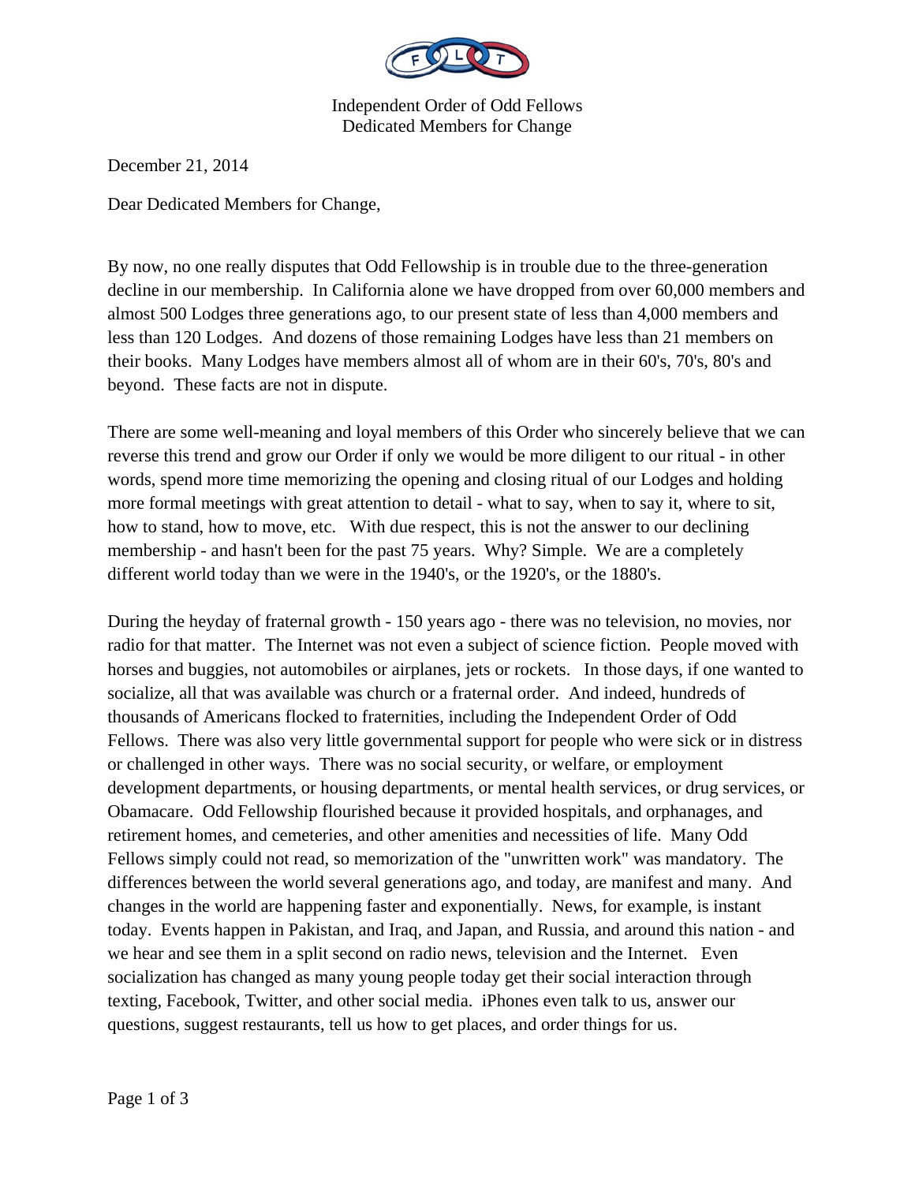Independent Order of Odd Fellows
Dedicated Members for Change

December 21, 2014

Dear Dedicated Members for Change,

By now, no one really disputes that Odd Fellowship is in trouble due to the three-generation decline in our membership. In California alone we have dropped from over 60,000 members and almost 500 Lodges three generations ago, to our present state of less than 4,000 members and less than 120 Lodges. And dozens of those remaining Lodges have less than 21 members on their books. Many Lodges have members almost all of whom are in their 60's, 70's, 80's and beyond. These facts are not in dispute.

There are some well-meaning and loyal members of this Order who sincerely believe that we can reverse this trend and grow our Order if only we would be more diligent to our ritual - in other words, spend more time memorizing the opening and closing ritual of our Lodges and holding more formal meetings with great attention to detail - what to say, when to say it, where to sit, how to stand, how to move, etc. With due respect, this is not the answer to our declining membership - and hasn't been for the past 75 years. Why? Simple. We are a completely different world today than we were in the 1940's, or the 1920's, or the 1880's.

During the heyday of fraternal growth - 150 years ago - there was no television, no movies, nor radio for that matter. The Internet was not even a subject of science fiction. People moved with horses and buggies, not automobiles or airplanes, jets or rockets. In those days, if one wanted to socialize, all that was available was church or a fraternal order. And indeed, hundreds of thousands of Americans flocked to fraternities, including the Independent Order of Odd Fellows. There was also very little governmental support for people who were sick or in distress or challenged in other ways. There was no social security, or welfare, or employment development departments, or housing departments, or mental health services, or drug services, or Obamacare. Odd Fellowship flourished because it provided hospitals, and orphanages, and retirement homes, and cemeteries, and other amenities and necessities of life. Many Odd Fellows simply could not read, so memorization of the "unwritten work" was mandatory. The differences between the world several generations ago, and today, are manifest and many. And changes in the world are happening faster and exponentially. News, for example, is instant today. Events happen in Pakistan, and Iraq, and Japan, and Russia, and around this nation - and we hear and see them in a split second on radio news, television and the Internet. Even socialization has changed as many young people today get their social interaction through texting, Facebook, Twitter, and other social media. iPhones even talk to us, answer our questions, suggest restaurants, tell us how to get places, and order things for us.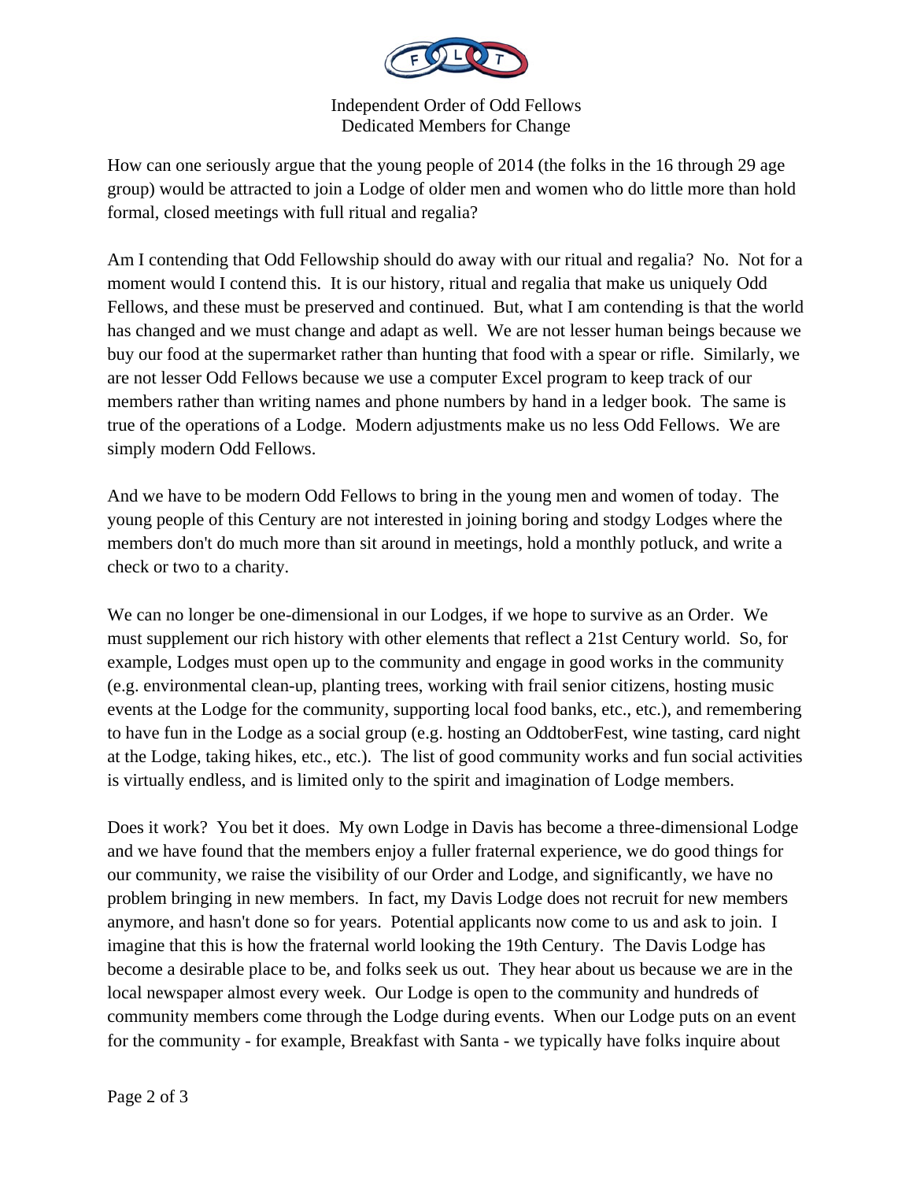How can one seriously argue that the young people of 2014 (the folks in the 16 through 29 age group) would be attracted to join a Lodge of older men and women who do little more than hold formal, closed meetings with full ritual and regalia?

Am I contending that Odd Fellowship should do away with our ritual and regalia? No. Not for a moment would I contend this. It is our history, ritual and regalia that make us uniquely Odd Fellows, and these must be preserved and continued. But, what I am contending is that the world has changed and we must change and adapt as well. We are not lesser human beings because we buy our food at the supermarket rather than hunting that food with a spear or rifle. Similarly, we are not lesser Odd Fellows because we use a computer Excel program to keep track of our members rather than writing names and phone numbers by hand in a ledger book. The same is true of the operations of a Lodge. Modern adjustments make us no less Odd Fellows. We are simply modern Odd Fellows.

And we have to be modern Odd Fellows to bring in the young men and women of today. The young people of this Century are not interested in joining boring and stodgy Lodges where the members don't do much more than sit around in meetings, hold a monthly potluck, and write a check or two to a charity.

We can no longer be one-dimensional in our Lodges, if we hope to survive as an Order. We must supplement our rich history with other elements that reflect a 21st Century world. So, for example, Lodges must open up to the community and engage in good works in the community (e.g. environmental clean-up, planting trees, working with frail senior citizens, hosting music events at the Lodge for the community, supporting local food banks, etc., etc.), and remembering to have fun in the Lodge as a social group (e.g. hosting an OddtoberFest, wine tasting, card night at the Lodge, taking hikes, etc., etc.). The list of good community works and fun social activities is virtually endless, and is limited only to the spirit and imagination of Lodge members.

Does it work? You bet it does. My own Lodge in Davis has become a three-dimensional Lodge and we have found that the members enjoy a fuller fraternal experience, we do good things for our community, we raise the visibility of our Order and Lodge, and significantly, we have no problem bringing in new members. In fact, my Davis Lodge does not recruit for new members anymore, and hasn't done so for years. Potential applicants now come to us and ask to join. I imagine that this is how the fraternal world looking the 19th Century. The Davis Lodge has become a desirable place to be, and folks seek us out. They hear about us because we are in the local newspaper almost every week. Our Lodge is open to the community and hundreds of community members come through the Lodge during events. When our Lodge puts on an event for the community - for example, Breakfast with Santa - we typically have folks inquire about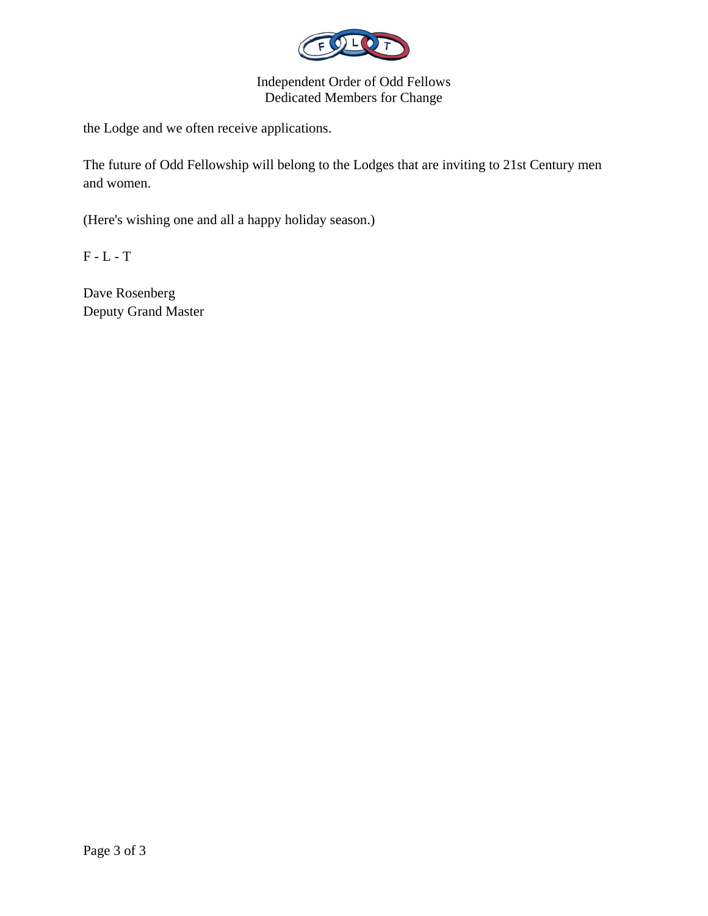the Lodge and we often receive applications.

The future of Odd Fellowship will belong to the Lodges that are inviting to 21st Century men and women.

(Here's wishing one and all a happy holiday season.)

F - L - T

Dave Rosenberg  
Deputy Grand Master